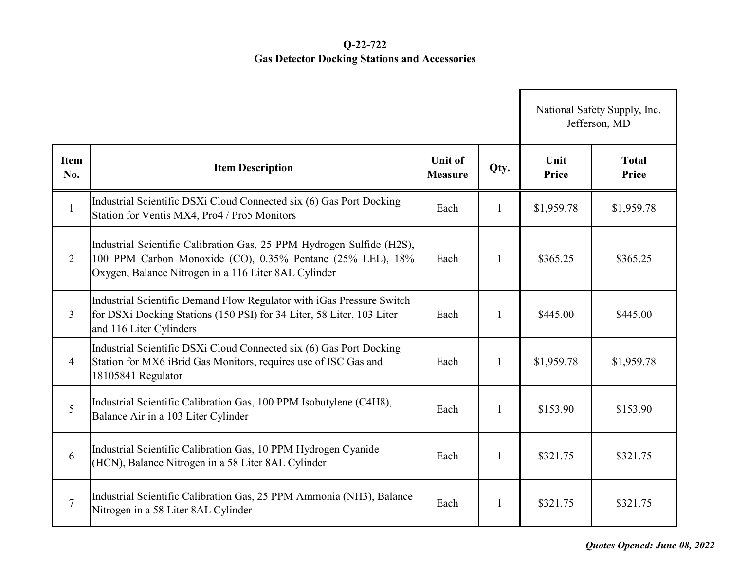**Q-22-722**
**Gas Detector Docking Stations and Accessories**

| | | | | National Safety Supply, Inc. Jefferson, MD | |
|---|---|---|---|---|---|
| **Item No.** | **Item Description** | **Unit of Measure** | **Qty.** | **Unit Price** | **Total Price** |
| 1 | Industrial Scientific DSXi Cloud Connected six (6) Gas Port Docking Station for Ventis MX4, Pro4 / Pro5 Monitors | Each | 1 | $1,959.78 | $1,959.78 |
| 2 | Industrial Scientific Calibration Gas, 25 PPM Hydrogen Sulfide ($H_2S$), 100 PPM Carbon Monoxide (CO), 0.35% Pentane (25% LEL), 18% Oxygen, Balance Nitrogen in a 116 Liter 8AL Cylinder | Each | 1 | $365.25 | $365.25 |
| 3 | Industrial Scientific Demand Flow Regulator with iGas Pressure Switch for DSXi Docking Stations (150 PSI) for 34 Liter, 58 Liter, 103 Liter and 116 Liter Cylinders | Each | 1 | $445.00 | $445.00 |
| 4 | Industrial Scientific DSXi Cloud Connected six (6) Gas Port Docking Station for MX6 iBrid Gas Monitors, requires use of ISC Gas and 18105841 Regulator | Each | 1 | $1,959.78 | $1,959.78 |
| 5 | Industrial Scientific Calibration Gas, 100 PPM Isobutylene ($C_4H_8$), Balance Air in a 103 Liter Cylinder | Each | 1 | $153.90 | $153.90 |
| 6 | Industrial Scientific Calibration Gas, 10 PPM Hydrogen Cyanide (HCN), Balance Nitrogen in a 58 Liter 8AL Cylinder | Each | 1 | $321.75 | $321.75 |
| 7 | Industrial Scientific Calibration Gas, 25 PPM Ammonia ($NH_3$), Balance Nitrogen in a 58 Liter 8AL Cylinder | Each | 1 | $321.75 | $321.75 |

***Quotes Opened: June 08, 2022***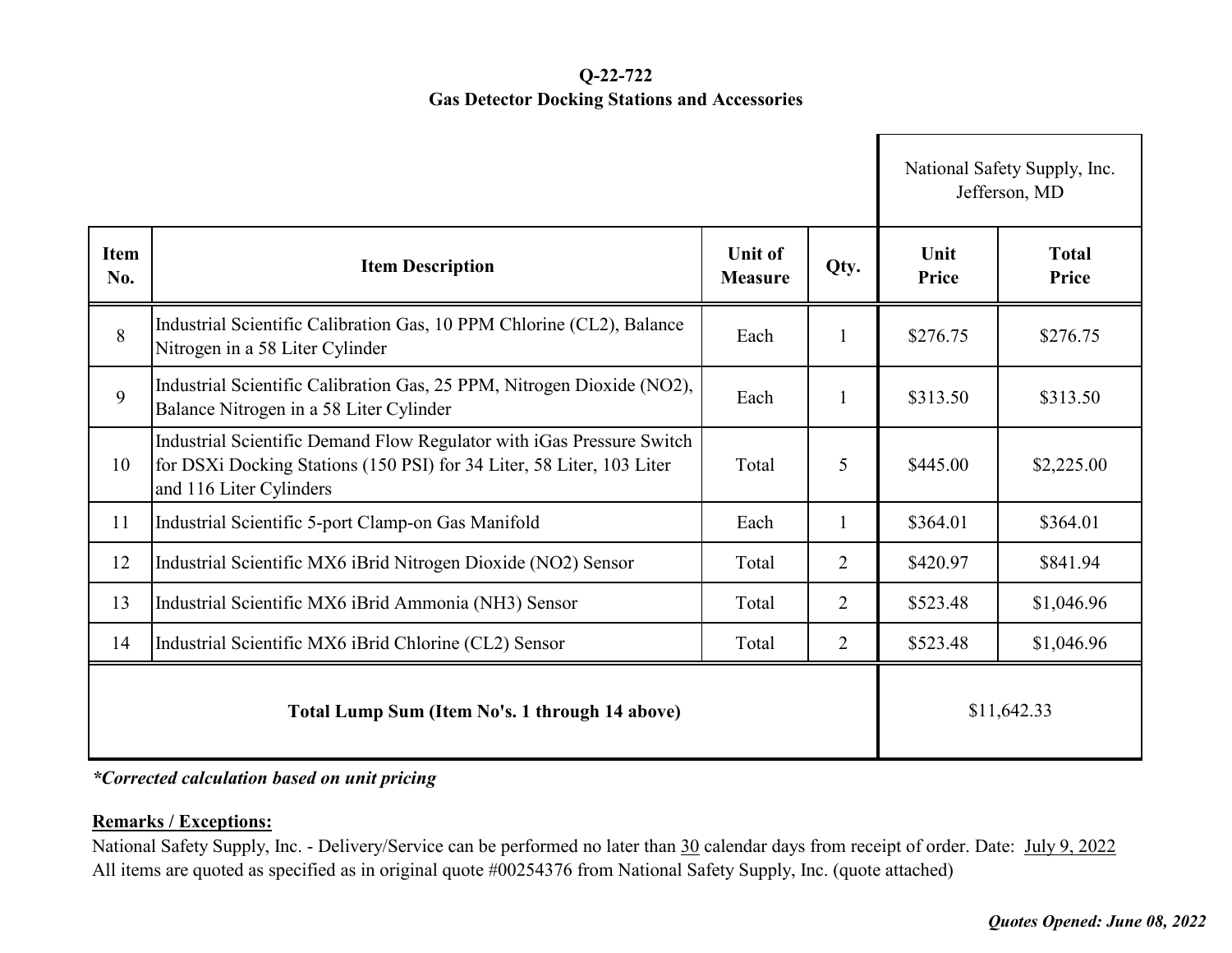**Q-22-722**
**Gas Detector Docking Stations and Accessories**

| | | | | National Safety Supply, Inc. Jefferson, MD | |
|---|---|---|---|---|---|
| **Item No.** | **Item Description** | **Unit of Measure** | **Qty.** | **Unit Price** | **Total Price** |
| 8 | Industrial Scientific Calibration Gas, 10 PPM Chlorine (CL2), Balance Nitrogen in a 58 Liter Cylinder | Each | 1 | $276.75 | $276.75 |
| 9 | Industrial Scientific Calibration Gas, 25 PPM, Nitrogen Dioxide (NO2), Balance Nitrogen in a 58 Liter Cylinder | Each | 1 | $313.50 | $313.50 |
| 10 | Industrial Scientific Demand Flow Regulator with iGas Pressure Switch for DSXi Docking Stations (150 PSI) for 34 Liter, 58 Liter, 103 Liter and 116 Liter Cylinders | Total | 5 | $445.00 | $2,225.00 |
| 11 | Industrial Scientific 5-port Clamp-on Gas Manifold | Each | 1 | $364.01 | $364.01 |
| 12 | Industrial Scientific MX6 iBrid Nitrogen Dioxide (NO2) Sensor | Total | 2 | $420.97 | $841.94 |
| 13 | Industrial Scientific MX6 iBrid Ammonia (NH3) Sensor | Total | 2 | $523.48 | $1,046.96 |
| 14 | Industrial Scientific MX6 iBrid Chlorine (CL2) Sensor | Total | 2 | $523.48 | $1,046.96 |
| **Total Lump Sum (Item No's. 1 through 14 above)** | | | | $11,642.33 | |

***Corrected calculation based on unit pricing***

**Remarks / Exceptions:**

National Safety Supply, Inc. - Delivery/Service can be performed no later than 30 calendar days from receipt of order. Date: July 9, 2022
All items are quoted as specified as in original quote #00254376 from National Safety Supply, Inc. (quote attached)

***Quotes Opened: June 08, 2022***